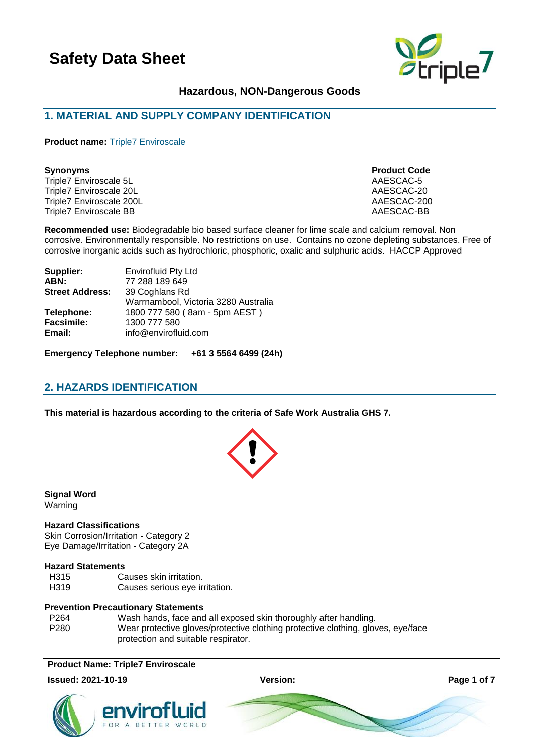# Safety Data Sheet

**Hazardous, NON-Dangerous Goods**

## 1. MATERIAL AND SUPPLY COMPANY IDENTIFICATION

**Product name:** Triple7 Enviroscale

| **Synonyms** | **Product Code** |
|---|---|
| Triple7 Enviroscale 5L | AAESCAC-5 |
| Triple7 Enviroscale 20L | AAESCAC-20 |
| Triple7 Enviroscale 200L | AAESCAC-200 |
| Triple7 Enviroscale BB | AAESCAC-BB |

**Recommended use:** Biodegradable bio based surface cleaner for lime scale and calcium removal. Non corrosive. Environmentally responsible. No restrictions on use. Contains no ozone depleting substances. Free of corrosive inorganic acids such as hydrochloric, phosphoric, oxalic and sulphuric acids. HACCP Approved

| | |
|---|---|
| **Supplier:** | Envirofluid Pty Ltd |
| **ABN:** | 77 288 189 649 |
| **Street Address:** | 39 Coghlans Rd<br>Warrnambool, Victoria 3280 Australia |
| **Telephone:** | 1800 777 580 ( 8am - 5pm AEST ) |
| **Facsimile:** | 1300 777 580 |
| **Email:** | info@envirofluid.com |

**Emergency Telephone number: +61 3 5564 6499 (24h)**

## 2. HAZARDS IDENTIFICATION

**This material is hazardous according to the criteria of Safe Work Australia GHS 7.**

**Signal Word**
Warning

**Hazard Classifications**
Skin Corrosion/Irritation - Category 2
Eye Damage/Irritation - Category 2A

**Hazard Statements**

| | |
|---|---|
| H315 | Causes skin irritation. |
| H319 | Causes serious eye irritation. |

**Prevention Precautionary Statements**

| | |
|---|---|
| P264 | Wash hands, face and all exposed skin thoroughly after handling. |
| P280 | Wear protective gloves/protective clothing protective clothing, gloves, eye/face protection and suitable respirator. |

**Product Name: Triple7 Enviroscale**

**Issued: 2021-10-19** **Version:**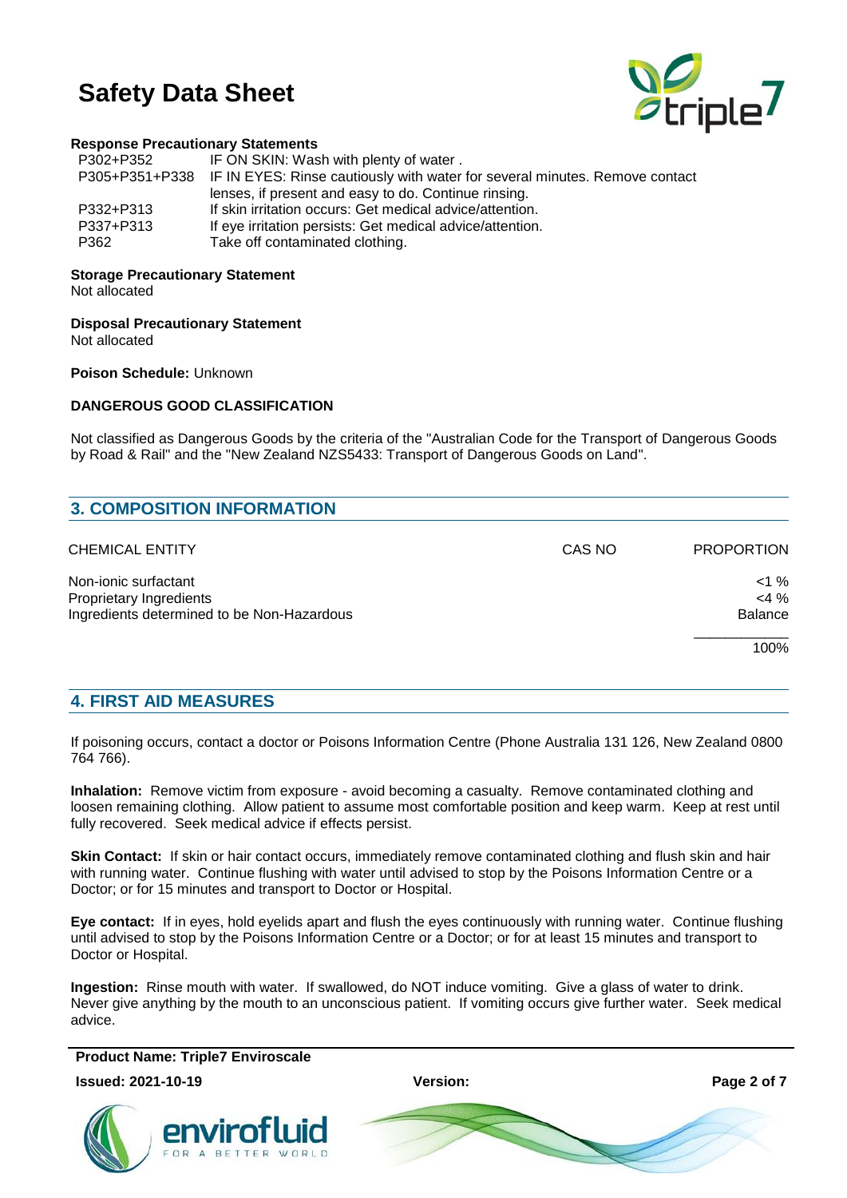**Response Precautionary Statements**

| | |
|---|---|
| P302+P352 | IF ON SKIN: Wash with plenty of water . |
| P305+P351+P338 | IF IN EYES: Rinse cautiously with water for several minutes. Remove contact lenses, if present and easy to do. Continue rinsing. |
| P332+P313 | If skin irritation occurs: Get medical advice/attention. |
| P337+P313 | If eye irritation persists: Get medical advice/attention. |
| P362 | Take off contaminated clothing. |

**Storage Precautionary Statement**
Not allocated

**Disposal Precautionary Statement**
Not allocated

**Poison Schedule:** Unknown

**DANGEROUS GOOD CLASSIFICATION**

Not classified as Dangerous Goods by the criteria of the "Australian Code for the Transport of Dangerous Goods by Road & Rail" and the "New Zealand NZS5433: Transport of Dangerous Goods on Land".

## 3. COMPOSITION INFORMATION

| CHEMICAL ENTITY | CAS NO | PROPORTION |
|---|---|---|
| Non-ionic surfactant | | <1 % |
| Proprietary Ingredients | | <4 % |
| Ingredients determined to be Non-Hazardous | | Balance |
| | | 100% |

## 4. FIRST AID MEASURES

If poisoning occurs, contact a doctor or Poisons Information Centre (Phone Australia 131 126, New Zealand 0800 764 766).

**Inhalation:** Remove victim from exposure - avoid becoming a casualty. Remove contaminated clothing and loosen remaining clothing. Allow patient to assume most comfortable position and keep warm. Keep at rest until fully recovered. Seek medical advice if effects persist.

**Skin Contact:** If skin or hair contact occurs, immediately remove contaminated clothing and flush skin and hair with running water. Continue flushing with water until advised to stop by the Poisons Information Centre or a Doctor; or for 15 minutes and transport to Doctor or Hospital.

**Eye contact:** If in eyes, hold eyelids apart and flush the eyes continuously with running water. Continue flushing until advised to stop by the Poisons Information Centre or a Doctor; or for at least 15 minutes and transport to Doctor or Hospital.

**Ingestion:** Rinse mouth with water. If swallowed, do NOT induce vomiting. Give a glass of water to drink. Never give anything by the mouth to an unconscious patient. If vomiting occurs give further water. Seek medical advice.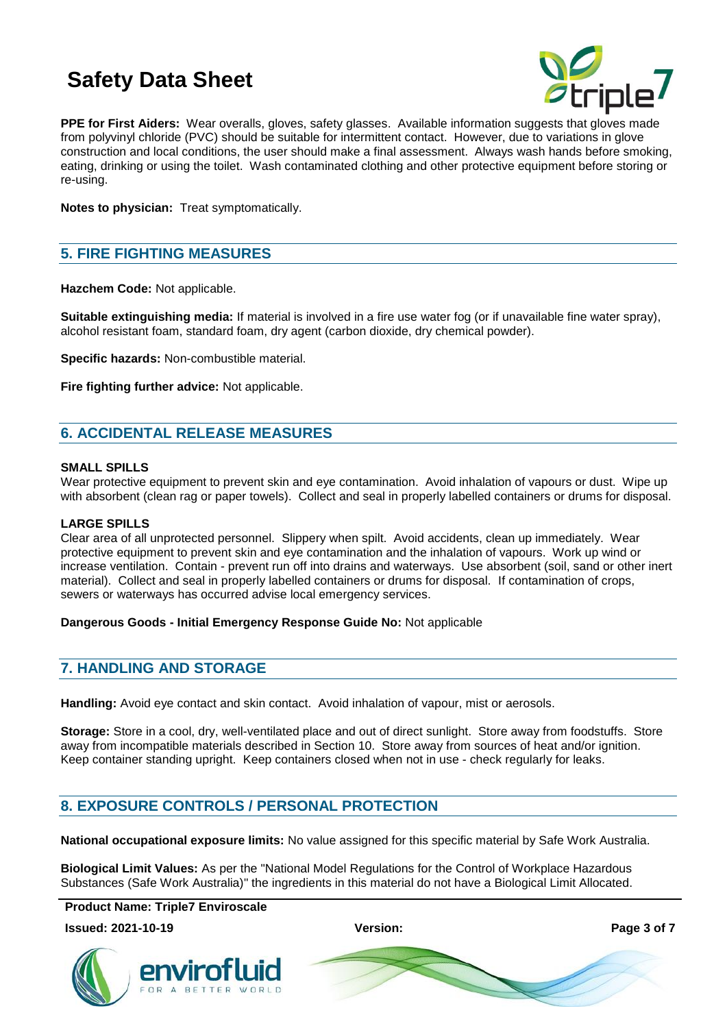**PPE for First Aiders:** Wear overalls, gloves, safety glasses. Available information suggests that gloves made from polyvinyl chloride (PVC) should be suitable for intermittent contact. However, due to variations in glove construction and local conditions, the user should make a final assessment. Always wash hands before smoking, eating, drinking or using the toilet. Wash contaminated clothing and other protective equipment before storing or re-using.

**Notes to physician:** Treat symptomatically.

## 5. FIRE FIGHTING MEASURES

**Hazchem Code:** Not applicable.

**Suitable extinguishing media:** If material is involved in a fire use water fog (or if unavailable fine water spray), alcohol resistant foam, standard foam, dry agent (carbon dioxide, dry chemical powder).

**Specific hazards:** Non-combustible material.

**Fire fighting further advice:** Not applicable.

## 6. ACCIDENTAL RELEASE MEASURES

**SMALL SPILLS**

Wear protective equipment to prevent skin and eye contamination. Avoid inhalation of vapours or dust. Wipe up with absorbent (clean rag or paper towels). Collect and seal in properly labelled containers or drums for disposal.

**LARGE SPILLS**

Clear area of all unprotected personnel. Slippery when spilt. Avoid accidents, clean up immediately. Wear protective equipment to prevent skin and eye contamination and the inhalation of vapours. Work up wind or increase ventilation. Contain - prevent run off into drains and waterways. Use absorbent (soil, sand or other inert material). Collect and seal in properly labelled containers or drums for disposal. If contamination of crops, sewers or waterways has occurred advise local emergency services.

**Dangerous Goods - Initial Emergency Response Guide No:** Not applicable

## 7. HANDLING AND STORAGE

**Handling:** Avoid eye contact and skin contact. Avoid inhalation of vapour, mist or aerosols.

**Storage:** Store in a cool, dry, well-ventilated place and out of direct sunlight. Store away from foodstuffs. Store away from incompatible materials described in Section 10. Store away from sources of heat and/or ignition. Keep container standing upright. Keep containers closed when not in use - check regularly for leaks.

## 8. EXPOSURE CONTROLS / PERSONAL PROTECTION

**National occupational exposure limits:** No value assigned for this specific material by Safe Work Australia.

**Biological Limit Values:** As per the "National Model Regulations for the Control of Workplace Hazardous Substances (Safe Work Australia)" the ingredients in this material do not have a Biological Limit Allocated.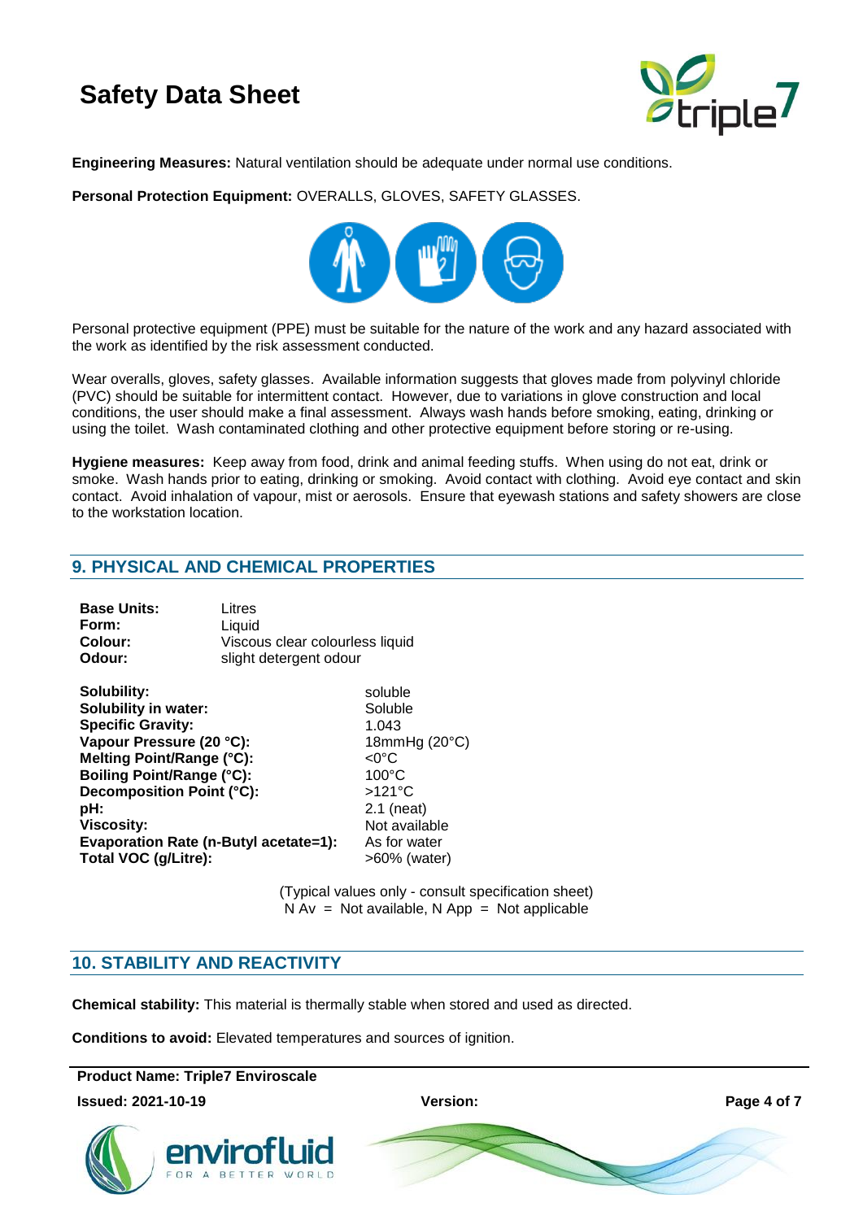**Engineering Measures:** Natural ventilation should be adequate under normal use conditions.

**Personal Protection Equipment:** OVERALLS, GLOVES, SAFETY GLASSES.

Personal protective equipment (PPE) must be suitable for the nature of the work and any hazard associated with the work as identified by the risk assessment conducted.

Wear overalls, gloves, safety glasses. Available information suggests that gloves made from polyvinyl chloride (PVC) should be suitable for intermittent contact. However, due to variations in glove construction and local conditions, the user should make a final assessment. Always wash hands before smoking, eating, drinking or using the toilet. Wash contaminated clothing and other protective equipment before storing or re-using.

**Hygiene measures:** Keep away from food, drink and animal feeding stuffs. When using do not eat, drink or smoke. Wash hands prior to eating, drinking or smoking. Avoid contact with clothing. Avoid eye contact and skin contact. Avoid inhalation of vapour, mist or aerosols. Ensure that eyewash stations and safety showers are close to the workstation location.

## 9. PHYSICAL AND CHEMICAL PROPERTIES

**Base Units:** Litres
**Form:** Liquid
**Colour:** Viscous clear colourless liquid
**Odour:** slight detergent odour

| Property | Value |
|---|---|
| **Solubility:** | soluble |
| **Solubility in water:** | Soluble |
| **Specific Gravity:** | 1.043 |
| **Vapour Pressure (20 °C):** | 18mmHg (20°C) |
| **Melting Point/Range (°C):** | <0°C |
| **Boiling Point/Range (°C):** | 100°C |
| **Decomposition Point (°C):** | >121°C |
| **pH:** | 2.1 (neat) |
| **Viscosity:** | Not available |
| **Evaporation Rate (n-Butyl acetate=1):** | As for water |
| **Total VOC (g/Litre):** | >60% (water) |

(Typical values only - consult specification sheet)
N Av = Not available, N App = Not applicable

## 10. STABILITY AND REACTIVITY

**Chemical stability:** This material is thermally stable when stored and used as directed.

**Conditions to avoid:** Elevated temperatures and sources of ignition.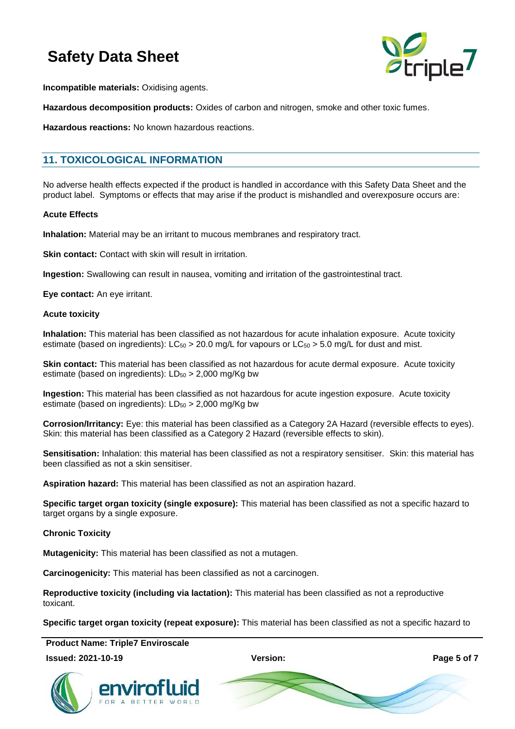**Incompatible materials:** Oxidising agents.

**Hazardous decomposition products:** Oxides of carbon and nitrogen, smoke and other toxic fumes.

**Hazardous reactions:** No known hazardous reactions.

## 11. TOXICOLOGICAL INFORMATION

No adverse health effects expected if the product is handled in accordance with this Safety Data Sheet and the product label. Symptoms or effects that may arise if the product is mishandled and overexposure occurs are:

**Acute Effects**

**Inhalation:** Material may be an irritant to mucous membranes and respiratory tract.

**Skin contact:** Contact with skin will result in irritation.

**Ingestion:** Swallowing can result in nausea, vomiting and irritation of the gastrointestinal tract.

**Eye contact:** An eye irritant.

**Acute toxicity**

**Inhalation:** This material has been classified as not hazardous for acute inhalation exposure. Acute toxicity estimate (based on ingredients): $LC_{50}$ > 20.0 mg/L for vapours or $LC_{50}$ > 5.0 mg/L for dust and mist.

**Skin contact:** This material has been classified as not hazardous for acute dermal exposure. Acute toxicity estimate (based on ingredients): $LD_{50}$ > 2,000 mg/Kg bw

**Ingestion:** This material has been classified as not hazardous for acute ingestion exposure. Acute toxicity estimate (based on ingredients): $LD_{50}$ > 2,000 mg/Kg bw

**Corrosion/Irritancy:** Eye: this material has been classified as a Category 2A Hazard (reversible effects to eyes). Skin: this material has been classified as a Category 2 Hazard (reversible effects to skin).

**Sensitisation:** Inhalation: this material has been classified as not a respiratory sensitiser. Skin: this material has been classified as not a skin sensitiser.

**Aspiration hazard:** This material has been classified as not an aspiration hazard.

**Specific target organ toxicity (single exposure):** This material has been classified as not a specific hazard to target organs by a single exposure.

**Chronic Toxicity**

**Mutagenicity:** This material has been classified as not a mutagen.

**Carcinogenicity:** This material has been classified as not a carcinogen.

**Reproductive toxicity (including via lactation):** This material has been classified as not a reproductive toxicant.

**Specific target organ toxicity (repeat exposure):** This material has been classified as not a specific hazard to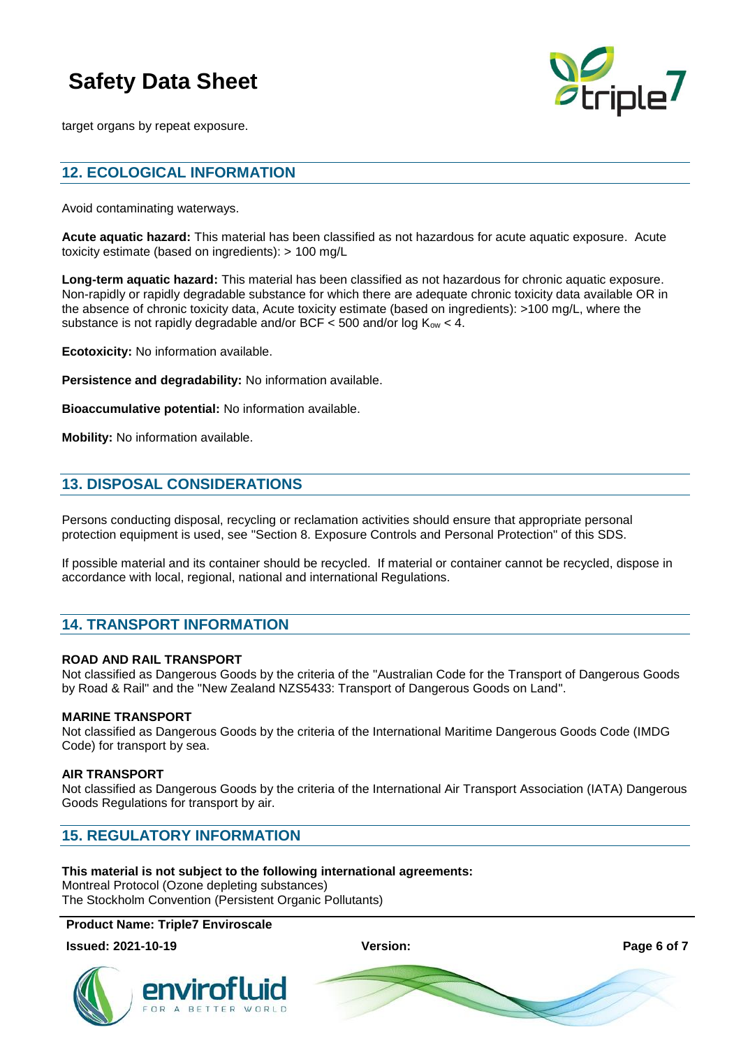target organs by repeat exposure.

## 12. ECOLOGICAL INFORMATION

Avoid contaminating waterways.

**Acute aquatic hazard:** This material has been classified as not hazardous for acute aquatic exposure. Acute toxicity estimate (based on ingredients): > 100 mg/L

**Long-term aquatic hazard:** This material has been classified as not hazardous for chronic aquatic exposure. Non-rapidly or rapidly degradable substance for which there are adequate chronic toxicity data available OR in the absence of chronic toxicity data, Acute toxicity estimate (based on ingredients): >100 mg/L, where the substance is not rapidly degradable and/or BCF < 500 and/or log $K_{ow}$ < 4.

**Ecotoxicity:** No information available.

**Persistence and degradability:** No information available.

**Bioaccumulative potential:** No information available.

**Mobility:** No information available.

## 13. DISPOSAL CONSIDERATIONS

Persons conducting disposal, recycling or reclamation activities should ensure that appropriate personal protection equipment is used, see "Section 8. Exposure Controls and Personal Protection" of this SDS.

If possible material and its container should be recycled. If material or container cannot be recycled, dispose in accordance with local, regional, national and international Regulations.

## 14. TRANSPORT INFORMATION

**ROAD AND RAIL TRANSPORT**
Not classified as Dangerous Goods by the criteria of the "Australian Code for the Transport of Dangerous Goods by Road & Rail" and the "New Zealand NZS5433: Transport of Dangerous Goods on Land".

**MARINE TRANSPORT**
Not classified as Dangerous Goods by the criteria of the International Maritime Dangerous Goods Code (IMDG Code) for transport by sea.

**AIR TRANSPORT**
Not classified as Dangerous Goods by the criteria of the International Air Transport Association (IATA) Dangerous Goods Regulations for transport by air.

## 15. REGULATORY INFORMATION

**This material is not subject to the following international agreements:**
Montreal Protocol (Ozone depleting substances)
The Stockholm Convention (Persistent Organic Pollutants)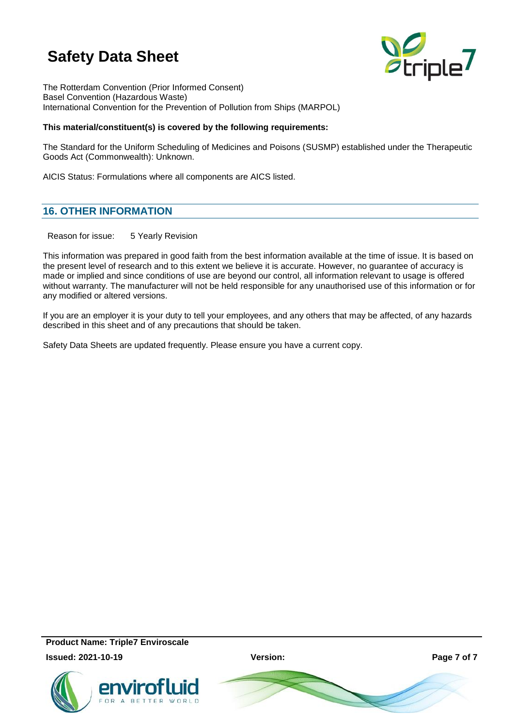The Rotterdam Convention (Prior Informed Consent)
Basel Convention (Hazardous Waste)
International Convention for the Prevention of Pollution from Ships (MARPOL)

**This material/constituent(s) is covered by the following requirements:**

The Standard for the Uniform Scheduling of Medicines and Poisons (SUSMP) established under the Therapeutic Goods Act (Commonwealth): Unknown.

AICIS Status: Formulations where all components are AICS listed.

## 16. OTHER INFORMATION

Reason for issue: 5 Yearly Revision

This information was prepared in good faith from the best information available at the time of issue. It is based on the present level of research and to this extent we believe it is accurate. However, no guarantee of accuracy is made or implied and since conditions of use are beyond our control, all information relevant to usage is offered without warranty. The manufacturer will not be held responsible for any unauthorised use of this information or for any modified or altered versions.

If you are an employer it is your duty to tell your employees, and any others that may be affected, of any hazards described in this sheet and of any precautions that should be taken.

Safety Data Sheets are updated frequently. Please ensure you have a current copy.